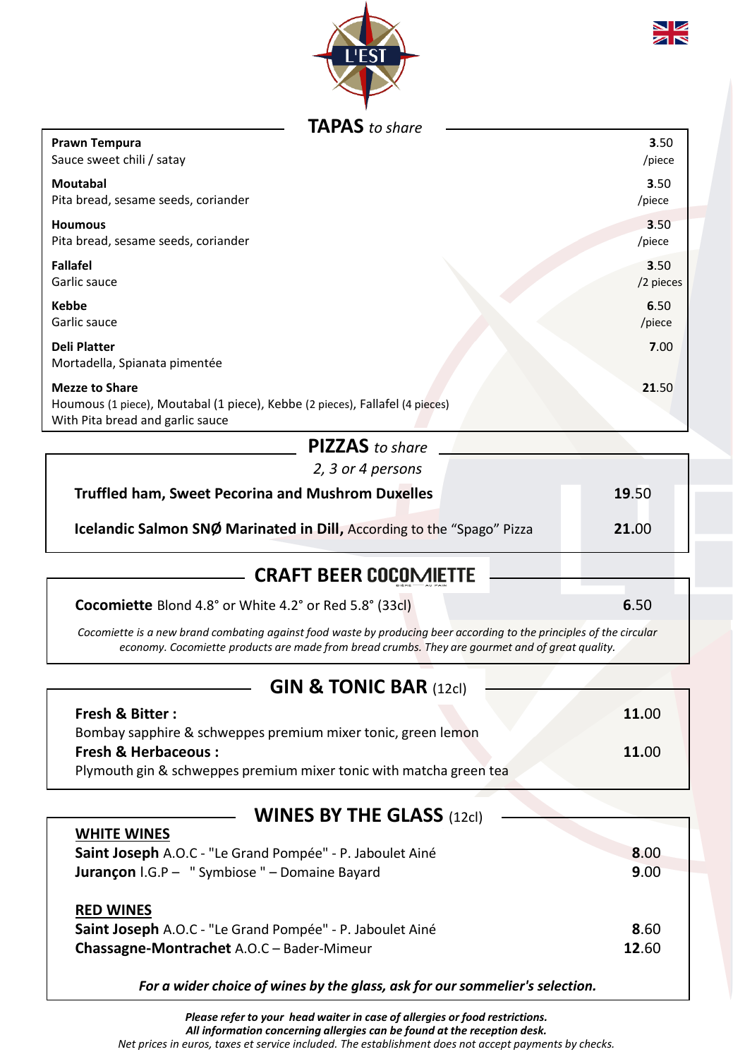L'EST

## TAPAS *to share*

| Item | Price |
|---|---|
| **Prawn Tempura**<br>Sauce sweet chili / satay | **3**.50 /piece |
| **Moutabal**<br>Pita bread, sesame seeds, coriander | **3**.50 /piece |
| **Houmous**<br>Pita bread, sesame seeds, coriander | **3**.50 /piece |
| **Fallafel**<br>Garlic sauce | **3**.50 /2 pieces |
| **Kebbe**<br>Garlic sauce | **6**.50 /piece |
| **Deli Platter**<br>Mortadella, Spianata pimentée | **7**.00 |
| **Mezze to Share**<br>Houmous (1 piece), Moutabal (1 piece), Kebbe (2 pieces), Fallafel (4 pieces)<br>With Pita bread and garlic sauce | **21**.50 |

## PIZZAS *to share*

*2, 3 or 4 persons*

| Item | Price |
|---|---|
| **Truffled ham, Sweet Pecorina and Mushrom Duxelles** | **19**.50 |
| **Icelandic Salmon SNØ Marinated in Dill,** According to the "Spago" Pizza | **21**.00 |

## CRAFT BEER COCOMIETTE

| Item | Price |
|---|---|
| **Cocomiette** Blond 4.8° or White 4.2° or Red 5.8° (33cl) | **6**.50 |

*Cocomiette is a new brand combating against food waste by producing beer according to the principles of the circular economy. Cocomiette products are made from bread crumbs. They are gourmet and of great quality.*

## GIN & TONIC BAR (12cl)

| Item | Price |
|---|---|
| **Fresh & Bitter :**<br>Bombay sapphire & schweppes premium mixer tonic, green lemon | **11**.00 |
| **Fresh & Herbaceous :**<br>Plymouth gin & schweppes premium mixer tonic with matcha green tea | **11**.00 |

## WINES BY THE GLASS (12cl)

**WHITE WINES**

| Item | Price |
|---|---|
| **Saint Joseph** A.O.C - "Le Grand Pompée" - P. Jaboulet Ainé | **8**.00 |
| **Jurançon** I.G.P – " Symbiose " – Domaine Bayard | **9**.00 |

**RED WINES**

| Item | Price |
|---|---|
| **Saint Joseph** A.O.C - "Le Grand Pompée" - P. Jaboulet Ainé | **8**.60 |
| **Chassagne-Montrachet** A.O.C – Bader-Mimeur | **12**.60 |

***For a wider choice of wines by the glass, ask for our sommelier's selection.***

***Please refer to your head waiter in case of allergies or food restrictions.***
***All information concerning allergies can be found at the reception desk.***
*Net prices in euros, taxes et service included. The establishment does not accept payments by checks.*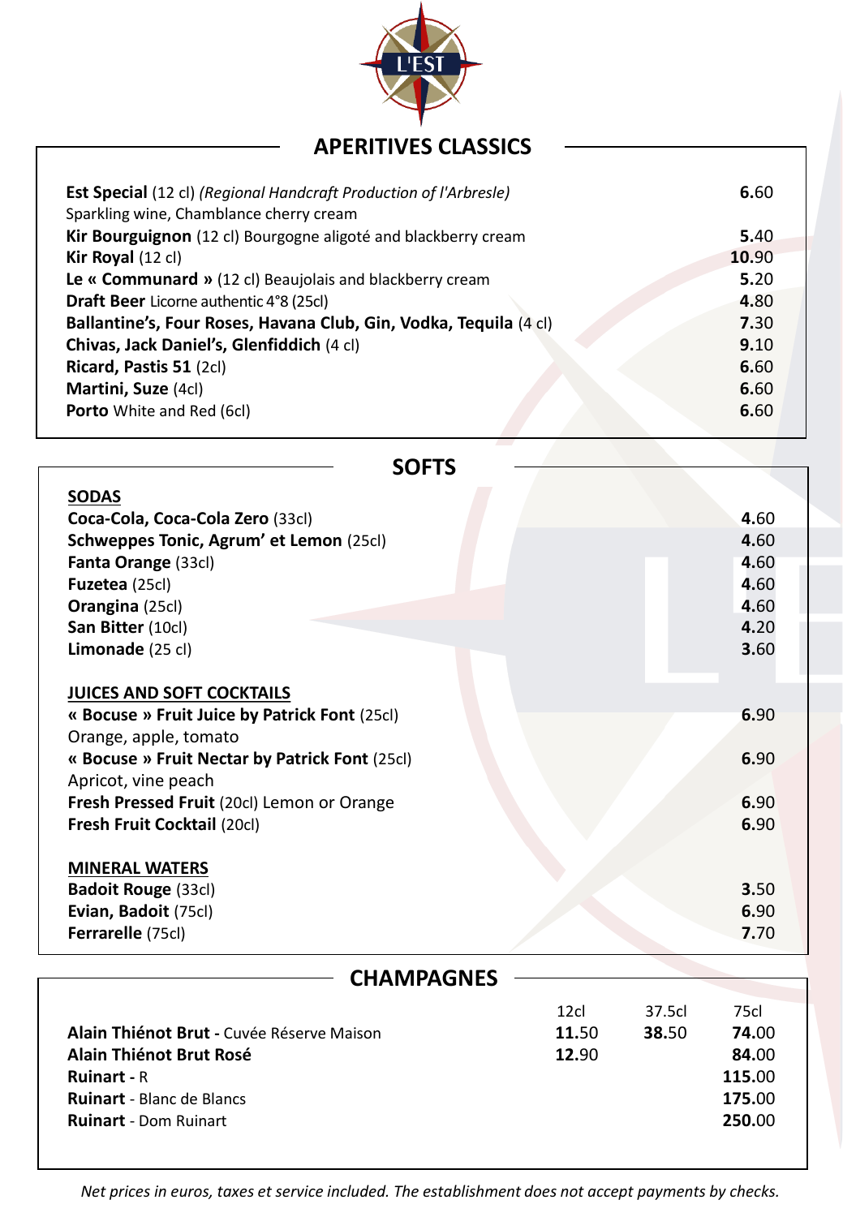L'EST

## APERITIVES CLASSICS

| | |
|---|---|
| **Est Special** (12 cl) *(Regional Handcraft Production of l'Arbresle)*<br>Sparkling wine, Chamblance cherry cream | **6.**60 |
| **Kir Bourguignon** (12 cl) Bourgogne aligoté and blackberry cream | **5.**40 |
| **Kir Royal** (12 cl) | **10.**90 |
| **Le « Communard »** (12 cl) Beaujolais and blackberry cream | **5.**20 |
| **Draft Beer** Licorne authentic 4°8 (25cl) | **4.**80 |
| **Ballantine's, Four Roses, Havana Club, Gin, Vodka, Tequila** (4 cl) | **7.**30 |
| **Chivas, Jack Daniel's, Glenfiddich** (4 cl) | **9.**10 |
| **Ricard, Pastis 51** (2cl) | **6.**60 |
| **Martini, Suze** (4cl) | **6.**60 |
| **Porto** White and Red (6cl) | **6.**60 |

## SOFTS

**SODAS**

| | |
|---|---|
| **Coca-Cola, Coca-Cola Zero** (33cl) | **4.**60 |
| **Schweppes Tonic, Agrum' et Lemon** (25cl) | **4.**60 |
| **Fanta Orange** (33cl) | **4.**60 |
| **Fuzetea** (25cl) | **4.**60 |
| **Orangina** (25cl) | **4.**60 |
| **San Bitter** (10cl) | **4.**20 |
| **Limonade** (25 cl) | **3.**60 |

**JUICES AND SOFT COCKTAILS**

| | |
|---|---|
| **« Bocuse » Fruit Juice by Patrick Font** (25cl)<br>Orange, apple, tomato | **6.**90 |
| **« Bocuse » Fruit Nectar by Patrick Font** (25cl)<br>Apricot, vine peach | **6.**90 |
| **Fresh Pressed Fruit** (20cl) Lemon or Orange | **6.**90 |
| **Fresh Fruit Cocktail** (20cl) | **6.**90 |

**MINERAL WATERS**

| | |
|---|---|
| **Badoit Rouge** (33cl) | **3.**50 |
| **Evian, Badoit** (75cl) | **6.**90 |
| **Ferrarelle** (75cl) | **7.**70 |

## CHAMPAGNES

| | 12cl | 37.5cl | 75cl |
|---|---|---|---|
| **Alain Thiénot Brut** - Cuvée Réserve Maison | **11.**50 | **38.**50 | **74.**00 |
| **Alain Thiénot Brut Rosé** | **12.**90 | | **84.**00 |
| **Ruinart** - R | | | **115.**00 |
| **Ruinart** - Blanc de Blancs | | | **175.**00 |
| **Ruinart** - Dom Ruinart | | | **250.**00 |

*Net prices in euros, taxes et service included. The establishment does not accept payments by checks.*